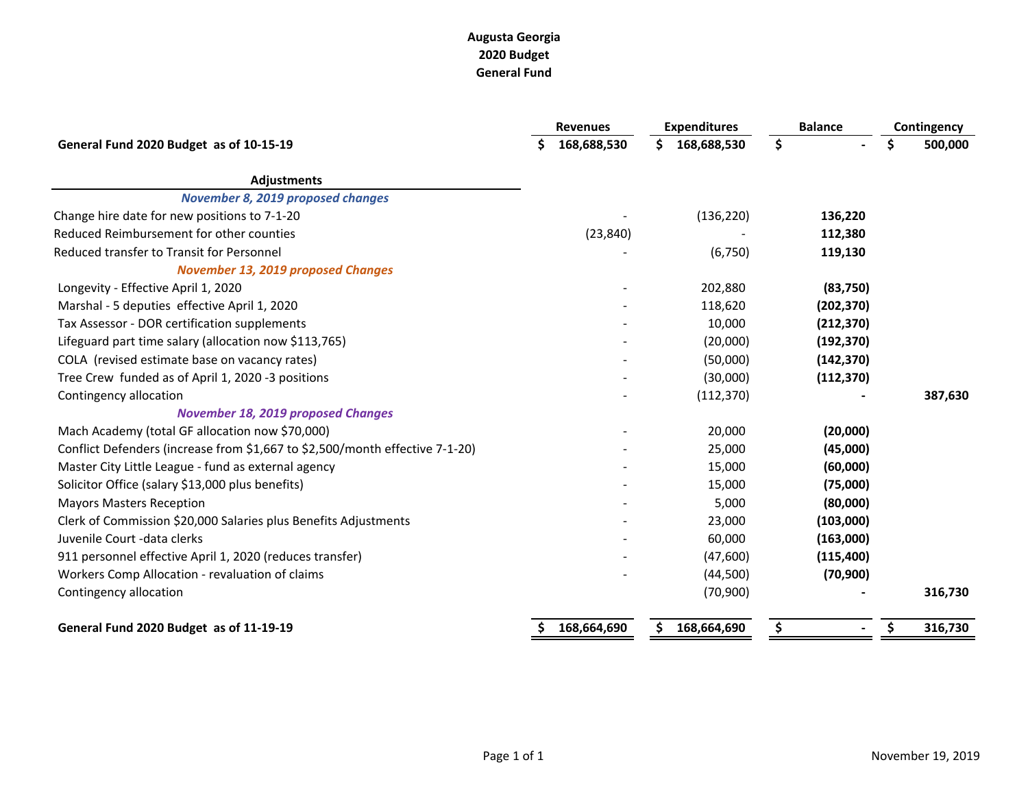# Augusta Georgia
## 2020 Budget
## General Fund

| | Revenues | Expenditures | Balance | Contingency |
|---|---|---|---|---|
| **General Fund 2020 Budget as of 10-15-19** | **$ 168,688,530** | **$ 168,688,530** | **$ -** | **$ 500,000** |
| **Adjustments** | | | | |
| ***November 8, 2019 proposed changes*** | | | | |
| Change hire date for new positions to 7-1-20 | - | (136,220) | **136,220** | |
| Reduced Reimbursement for other counties | (23,840) | - | **112,380** | |
| Reduced transfer to Transit for Personnel | - | (6,750) | **119,130** | |
| ***November 13, 2019 proposed Changes*** | | | | |
| Longevity - Effective April 1, 2020 | - | 202,880 | **(83,750)** | |
| Marshal - 5 deputies effective April 1, 2020 | - | 118,620 | **(202,370)** | |
| Tax Assessor - DOR certification supplements | - | 10,000 | **(212,370)** | |
| Lifeguard part time salary (allocation now $113,765) | - | (20,000) | **(192,370)** | |
| COLA (revised estimate base on vacancy rates) | - | (50,000) | **(142,370)** | |
| Tree Crew funded as of April 1, 2020 -3 positions | - | (30,000) | **(112,370)** | |
| Contingency allocation | - | (112,370) | **-** | **387,630** |
| ***November 18, 2019 proposed Changes*** | | | | |
| Mach Academy (total GF allocation now $70,000) | - | 20,000 | **(20,000)** | |
| Conflict Defenders (increase from $1,667 to $2,500/month effective 7-1-20) | - | 25,000 | **(45,000)** | |
| Master City Little League - fund as external agency | - | 15,000 | **(60,000)** | |
| Solicitor Office (salary $13,000 plus benefits) | - | 15,000 | **(75,000)** | |
| Mayors Masters Reception | - | 5,000 | **(80,000)** | |
| Clerk of Commission $20,000 Salaries plus Benefits Adjustments | - | 23,000 | **(103,000)** | |
| Juvenile Court -data clerks | - | 60,000 | **(163,000)** | |
| 911 personnel effective April 1, 2020 (reduces transfer) | - | (47,600) | **(115,400)** | |
| Workers Comp Allocation - revaluation of claims | - | (44,500) | **(70,900)** | |
| Contingency allocation | | (70,900) | **-** | **316,730** |
| **General Fund 2020 Budget as of 11-19-19** | **$ 168,664,690** | **$ 168,664,690** | **$ -** | **$ 316,730** |

November 19, 2019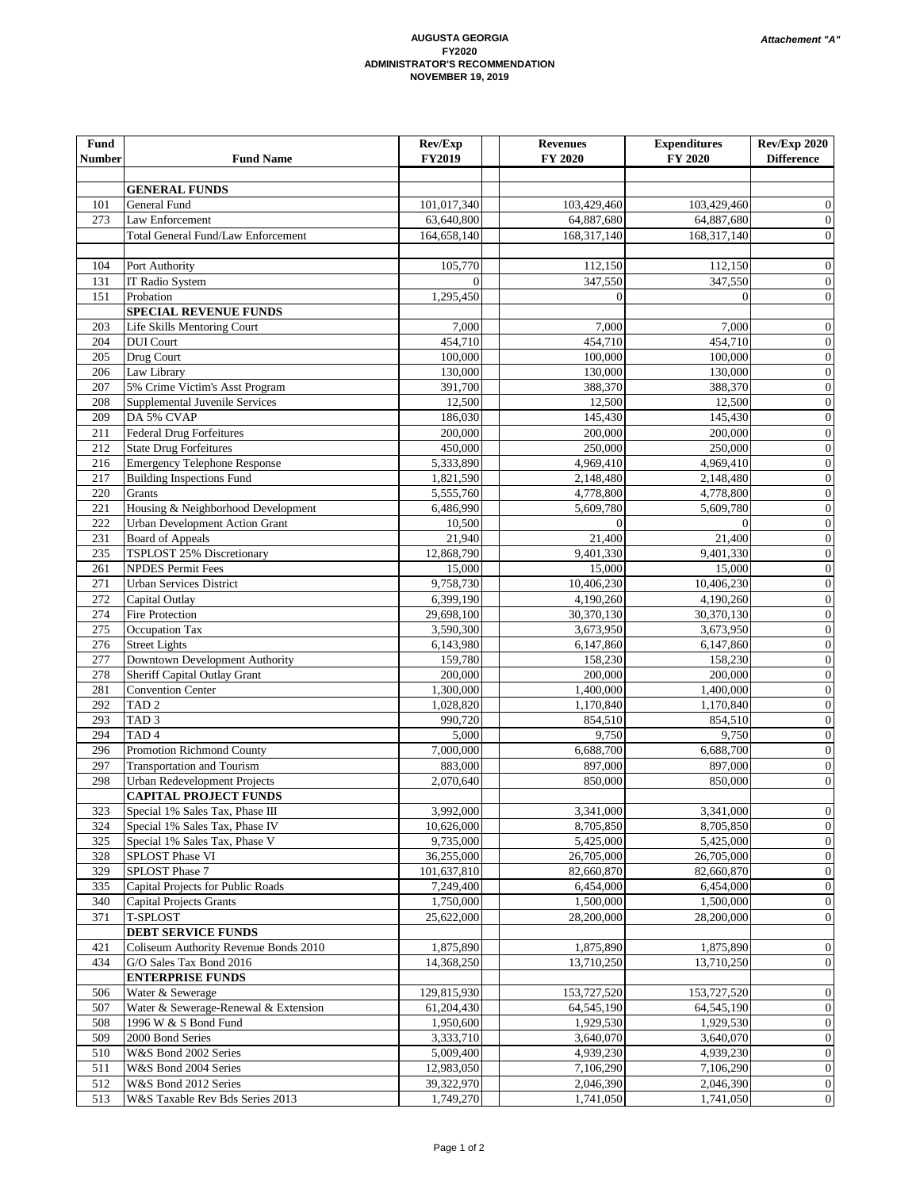**AUGUSTA GEORGIA**
**FY2020**
**ADMINISTRATOR'S RECOMMENDATION**
**NOVEMBER 19, 2019**

*Attachement "A"*

| Fund Number | Fund Name | Rev/Exp FY2019 | Revenues FY 2020 | Expenditures FY 2020 | Rev/Exp 2020 Difference |
|---|---|---|---|---|---|
| | **GENERAL FUNDS** | | | | |
| 101 | General Fund | 101,017,340 | 103,429,460 | 103,429,460 | 0 |
| 273 | Law Enforcement | 63,640,800 | 64,887,680 | 64,887,680 | 0 |
| | Total General Fund/Law Enforcement | 164,658,140 | 168,317,140 | 168,317,140 | 0 |
| | | | | | |
| 104 | Port Authority | 105,770 | 112,150 | 112,150 | 0 |
| 131 | IT Radio System | 0 | 347,550 | 347,550 | 0 |
| 151 | Probation | 1,295,450 | 0 | 0 | 0 |
| | **SPECIAL REVENUE FUNDS** | | | | |
| 203 | Life Skills Mentoring Court | 7,000 | 7,000 | 7,000 | 0 |
| 204 | DUI Court | 454,710 | 454,710 | 454,710 | 0 |
| 205 | Drug Court | 100,000 | 100,000 | 100,000 | 0 |
| 206 | Law Library | 130,000 | 130,000 | 130,000 | 0 |
| 207 | 5% Crime Victim's Asst Program | 391,700 | 388,370 | 388,370 | 0 |
| 208 | Supplemental Juvenile Services | 12,500 | 12,500 | 12,500 | 0 |
| 209 | DA 5% CVAP | 186,030 | 145,430 | 145,430 | 0 |
| 211 | Federal Drug Forfeitures | 200,000 | 200,000 | 200,000 | 0 |
| 212 | State Drug Forfeitures | 450,000 | 250,000 | 250,000 | 0 |
| 216 | Emergency Telephone Response | 5,333,890 | 4,969,410 | 4,969,410 | 0 |
| 217 | Building Inspections Fund | 1,821,590 | 2,148,480 | 2,148,480 | 0 |
| 220 | Grants | 5,555,760 | 4,778,800 | 4,778,800 | 0 |
| 221 | Housing & Neighborhood Development | 6,486,990 | 5,609,780 | 5,609,780 | 0 |
| 222 | Urban Development Action Grant | 10,500 | 0 | 0 | 0 |
| 231 | Board of Appeals | 21,940 | 21,400 | 21,400 | 0 |
| 235 | TSPLOST 25% Discretionary | 12,868,790 | 9,401,330 | 9,401,330 | 0 |
| 261 | NPDES Permit Fees | 15,000 | 15,000 | 15,000 | 0 |
| 271 | Urban Services District | 9,758,730 | 10,406,230 | 10,406,230 | 0 |
| 272 | Capital Outlay | 6,399,190 | 4,190,260 | 4,190,260 | 0 |
| 274 | Fire Protection | 29,698,100 | 30,370,130 | 30,370,130 | 0 |
| 275 | Occupation Tax | 3,590,300 | 3,673,950 | 3,673,950 | 0 |
| 276 | Street Lights | 6,143,980 | 6,147,860 | 6,147,860 | 0 |
| 277 | Downtown Development Authority | 159,780 | 158,230 | 158,230 | 0 |
| 278 | Sheriff Capital Outlay Grant | 200,000 | 200,000 | 200,000 | 0 |
| 281 | Convention Center | 1,300,000 | 1,400,000 | 1,400,000 | 0 |
| 292 | TAD 2 | 1,028,820 | 1,170,840 | 1,170,840 | 0 |
| 293 | TAD 3 | 990,720 | 854,510 | 854,510 | 0 |
| 294 | TAD 4 | 5,000 | 9,750 | 9,750 | 0 |
| 296 | Promotion Richmond County | 7,000,000 | 6,688,700 | 6,688,700 | 0 |
| 297 | Transportation and Tourism | 883,000 | 897,000 | 897,000 | 0 |
| 298 | Urban Redevelopment Projects | 2,070,640 | 850,000 | 850,000 | 0 |
| | **CAPITAL PROJECT FUNDS** | | | | |
| 323 | Special 1% Sales Tax, Phase III | 3,992,000 | 3,341,000 | 3,341,000 | 0 |
| 324 | Special 1% Sales Tax, Phase IV | 10,626,000 | 8,705,850 | 8,705,850 | 0 |
| 325 | Special 1% Sales Tax, Phase V | 9,735,000 | 5,425,000 | 5,425,000 | 0 |
| 328 | SPLOST Phase VI | 36,255,000 | 26,705,000 | 26,705,000 | 0 |
| 329 | SPLOST Phase 7 | 101,637,810 | 82,660,870 | 82,660,870 | 0 |
| 335 | Capital Projects for Public Roads | 7,249,400 | 6,454,000 | 6,454,000 | 0 |
| 340 | Capital Projects Grants | 1,750,000 | 1,500,000 | 1,500,000 | 0 |
| 371 | T-SPLOST | 25,622,000 | 28,200,000 | 28,200,000 | 0 |
| | **DEBT SERVICE FUNDS** | | | | |
| 421 | Coliseum Authority Revenue Bonds 2010 | 1,875,890 | 1,875,890 | 1,875,890 | 0 |
| 434 | G/O Sales Tax Bond 2016 | 14,368,250 | 13,710,250 | 13,710,250 | 0 |
| | **ENTERPRISE FUNDS** | | | | |
| 506 | Water & Sewerage | 129,815,930 | 153,727,520 | 153,727,520 | 0 |
| 507 | Water & Sewerage-Renewal & Extension | 61,204,430 | 64,545,190 | 64,545,190 | 0 |
| 508 | 1996 W & S Bond Fund | 1,950,600 | 1,929,530 | 1,929,530 | 0 |
| 509 | 2000 Bond Series | 3,333,710 | 3,640,070 | 3,640,070 | 0 |
| 510 | W&S Bond 2002 Series | 5,009,400 | 4,939,230 | 4,939,230 | 0 |
| 511 | W&S Bond 2004 Series | 12,983,050 | 7,106,290 | 7,106,290 | 0 |
| 512 | W&S Bond 2012 Series | 39,322,970 | 2,046,390 | 2,046,390 | 0 |
| 513 | W&S Taxable Rev Bds Series 2013 | 1,749,270 | 1,741,050 | 1,741,050 | 0 |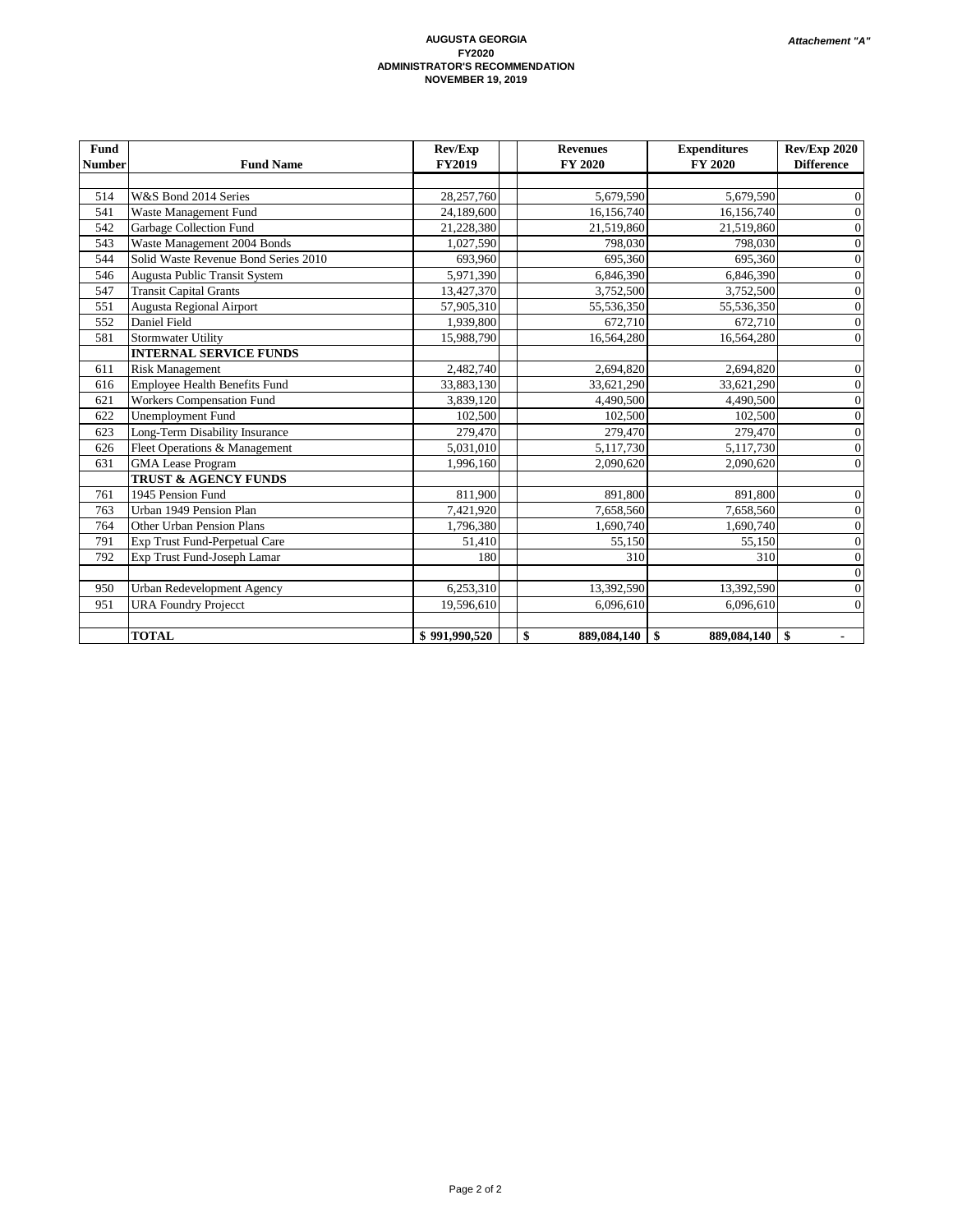**AUGUSTA GEORGIA**
**FY2020**
**ADMINISTRATOR'S RECOMMENDATION**
**NOVEMBER 19, 2019**

*Attachement "A"*

| Fund Number | Fund Name | Rev/Exp FY2019 | Revenues FY 2020 | Expenditures FY 2020 | Rev/Exp 2020 Difference |
|---|---|---|---|---|---|
| | | | | | |
| 514 | W&S Bond 2014 Series | 28,257,760 | 5,679,590 | 5,679,590 | 0 |
| 541 | Waste Management Fund | 24,189,600 | 16,156,740 | 16,156,740 | 0 |
| 542 | Garbage Collection Fund | 21,228,380 | 21,519,860 | 21,519,860 | 0 |
| 543 | Waste Management 2004 Bonds | 1,027,590 | 798,030 | 798,030 | 0 |
| 544 | Solid Waste Revenue Bond Series 2010 | 693,960 | 695,360 | 695,360 | 0 |
| 546 | Augusta Public Transit System | 5,971,390 | 6,846,390 | 6,846,390 | 0 |
| 547 | Transit Capital Grants | 13,427,370 | 3,752,500 | 3,752,500 | 0 |
| 551 | Augusta Regional Airport | 57,905,310 | 55,536,350 | 55,536,350 | 0 |
| 552 | Daniel Field | 1,939,800 | 672,710 | 672,710 | 0 |
| 581 | Stormwater Utility | 15,988,790 | 16,564,280 | 16,564,280 | 0 |
| | **INTERNAL SERVICE FUNDS** | | | | |
| 611 | Risk Management | 2,482,740 | 2,694,820 | 2,694,820 | 0 |
| 616 | Employee Health Benefits Fund | 33,883,130 | 33,621,290 | 33,621,290 | 0 |
| 621 | Workers Compensation Fund | 3,839,120 | 4,490,500 | 4,490,500 | 0 |
| 622 | Unemployment Fund | 102,500 | 102,500 | 102,500 | 0 |
| 623 | Long-Term Disability Insurance | 279,470 | 279,470 | 279,470 | 0 |
| 626 | Fleet Operations & Management | 5,031,010 | 5,117,730 | 5,117,730 | 0 |
| 631 | GMA Lease Program | 1,996,160 | 2,090,620 | 2,090,620 | 0 |
| | **TRUST & AGENCY FUNDS** | | | | |
| 761 | 1945 Pension Fund | 811,900 | 891,800 | 891,800 | 0 |
| 763 | Urban 1949 Pension Plan | 7,421,920 | 7,658,560 | 7,658,560 | 0 |
| 764 | Other Urban Pension Plans | 1,796,380 | 1,690,740 | 1,690,740 | 0 |
| 791 | Exp Trust Fund-Perpetual Care | 51,410 | 55,150 | 55,150 | 0 |
| 792 | Exp Trust Fund-Joseph Lamar | 180 | 310 | 310 | 0 |
| | | | | | 0 |
| 950 | Urban Redevelopment Agency | 6,253,310 | 13,392,590 | 13,392,590 | 0 |
| 951 | URA Foundry Projecct | 19,596,610 | 6,096,610 | 6,096,610 | 0 |
| | | | | | |
| | **TOTAL** | **$ 991,990,520** | **$ 889,084,140** | **$ 889,084,140** | **$ -** |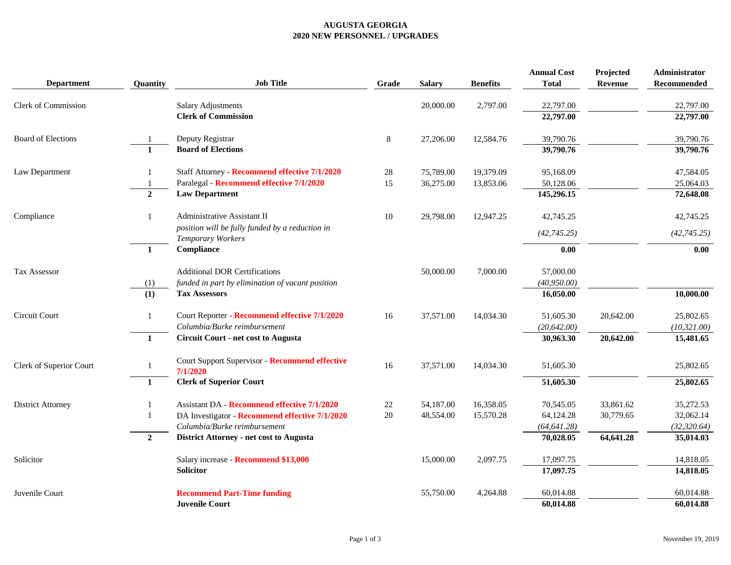**AUGUSTA GEORGIA**
**2020 NEW PERSONNEL / UPGRADES**

| Department | Quantity | Job Title | Grade | Salary | Benefits | Annual Cost Total | Projected Revenue | Administrator Recommended |
|---|---|---|---|---|---|---|---|---|
| Clerk of Commission | | Salary Adjustments | | 20,000.00 | 2,797.00 | 22,797.00 | | 22,797.00 |
| | | **Clerk of Commission** | | | | **22,797.00** | | **22,797.00** |
| Board of Elections | 1 | Deputy Registrar | 8 | 27,206.00 | 12,584.76 | 39,790.76 | | 39,790.76 |
| | **1** | **Board of Elections** | | | | **39,790.76** | | **39,790.76** |
| Law Department | 1 | Staff Attorney - **Recommend effective 7/1/2020** | 28 | 75,789.00 | 19,379.09 | 95,168.09 | | 47,584.05 |
| | 1 | Paralegal - **Recommend effective 7/1/2020** | 15 | 36,275.00 | 13,853.06 | 50,128.06 | | 25,064.03 |
| | **2** | **Law Department** | | | | **145,296.15** | | **72,648.08** |
| Compliance | 1 | Administrative Assistant II | 10 | 29,798.00 | 12,947.25 | 42,745.25 | | 42,745.25 |
| | | *position will be fully funded by a reduction in Temporary Workers* | | | | *(42,745.25)* | | *(42,745.25)* |
| | **1** | **Compliance** | | | | **0.00** | | **0.00** |
| Tax Assessor | | Additional DOR Certifications | | 50,000.00 | 7,000.00 | 57,000.00 | | |
| | (1) | *funded in part by elimination of vacant position* | | | | *(40,950.00)* | | |
| | **(1)** | **Tax Assessors** | | | | **16,050.00** | | **10,000.00** |
| Circuit Court | 1 | Court Reporter - **Recommend effective 7/1/2020** | 16 | 37,571.00 | 14,034.30 | 51,605.30 | 20,642.00 | 25,802.65 |
| | | *Columbia/Burke reimbursement* | | | | *(20,642.00)* | | *(10,321.00)* |
| | **1** | **Circuit Court - net cost to Augusta** | | | | **30,963.30** | **20,642.00** | **15,481.65** |
| Clerk of Superior Court | 1 | Court Support Supervisor - **Recommend effective 7/1/2020** | 16 | 37,571.00 | 14,034.30 | 51,605.30 | | 25,802.65 |
| | **1** | **Clerk of Superior Court** | | | | **51,605.30** | | **25,802.65** |
| District Attorney | 1 | Assistant DA - **Recommend effective 7/1/2020** | 22 | 54,187.00 | 16,358.05 | 70,545.05 | 33,861.62 | 35,272.53 |
| | 1 | DA Investigator - **Recommend effective 7/1/2020** | 20 | 48,554.00 | 15,570.28 | 64,124.28 | 30,779.65 | 32,062.14 |
| | | *Columbia/Burke reimbursement* | | | | *(64,641.28)* | | *(32,320.64)* |
| | **2** | **District Attorney - net cost to Augusta** | | | | **70,028.05** | **64,641.28** | **35,014.03** |
| Solicitor | | Salary increase - **Recommend $13,000** | | 15,000.00 | 2,097.75 | 17,097.75 | | 14,818.05 |
| | | **Solicitor** | | | | **17,097.75** | | **14,818.05** |
| Juvenile Court | | **Recommend Part-Time funding** | | 55,750.00 | 4,264.88 | 60,014.88 | | 60,014.88 |
| | | **Juvenile Court** | | | | **60,014.88** | | **60,014.88** |

November 19, 2019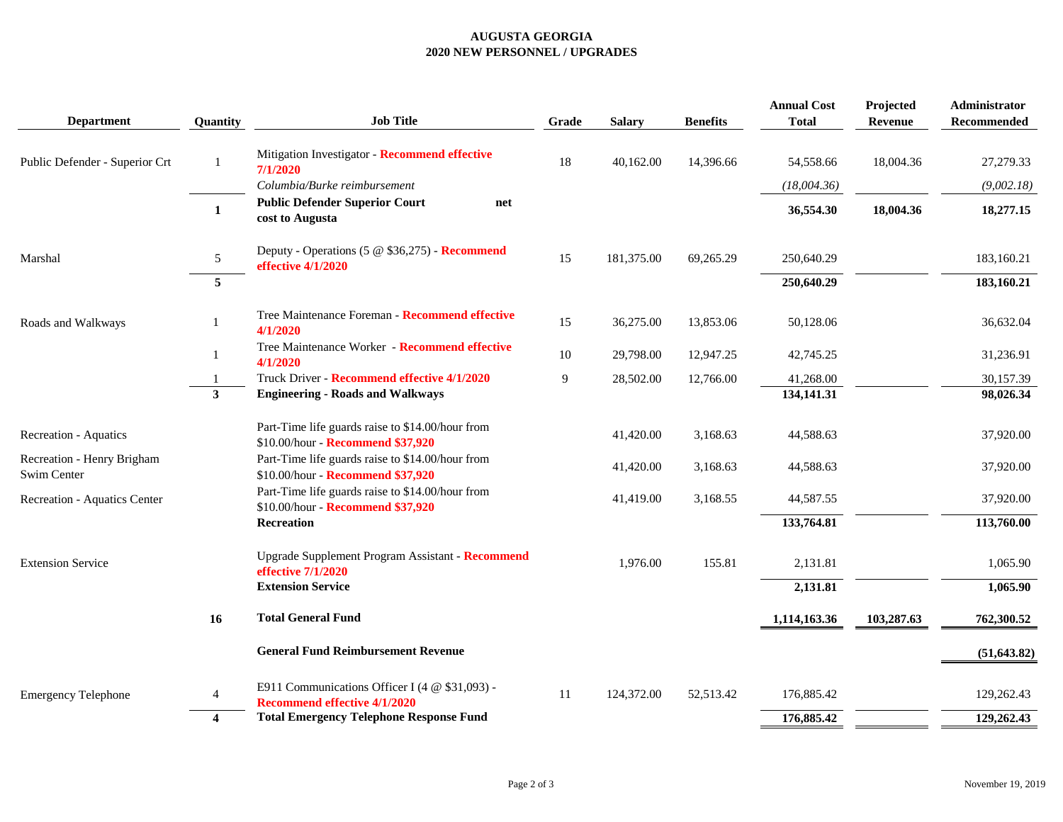**AUGUSTA GEORGIA**
**2020 NEW PERSONNEL / UPGRADES**

| Department | Quantity | Job Title | Grade | Salary | Benefits | Annual Cost Total | Projected Revenue | Administrator Recommended |
|---|---|---|---|---|---|---|---|---|
| Public Defender - Superior Crt | 1 | Mitigation Investigator - **Recommend effective 7/1/2020** | 18 | 40,162.00 | 14,396.66 | 54,558.66 | 18,004.36 | 27,279.33 |
| | | *Columbia/Burke reimbursement* | | | | *(18,004.36)* | | *(9,002.18)* |
| | **1** | **Public Defender Superior Court net cost to Augusta** | | | | **36,554.30** | **18,004.36** | **18,277.15** |
| Marshal | 5 | Deputy - Operations (5 @ $36,275) - **Recommend effective 4/1/2020** | 15 | 181,375.00 | 69,265.29 | 250,640.29 | | 183,160.21 |
| | **5** | | | | | **250,640.29** | | **183,160.21** |
| Roads and Walkways | 1 | Tree Maintenance Foreman - **Recommend effective 4/1/2020** | 15 | 36,275.00 | 13,853.06 | 50,128.06 | | 36,632.04 |
| | 1 | Tree Maintenance Worker - **Recommend effective 4/1/2020** | 10 | 29,798.00 | 12,947.25 | 42,745.25 | | 31,236.91 |
| | 1 | Truck Driver - **Recommend effective 4/1/2020** | 9 | 28,502.00 | 12,766.00 | 41,268.00 | | 30,157.39 |
| | **3** | **Engineering - Roads and Walkways** | | | | **134,141.31** | | **98,026.34** |
| Recreation - Aquatics | | Part-Time life guards raise to $14.00/hour from $10.00/hour - **Recommend $37,920** | | 41,420.00 | 3,168.63 | 44,588.63 | | 37,920.00 |
| Recreation - Henry Brigham Swim Center | | Part-Time life guards raise to $14.00/hour from $10.00/hour - **Recommend $37,920** | | 41,420.00 | 3,168.63 | 44,588.63 | | 37,920.00 |
| Recreation - Aquatics Center | | Part-Time life guards raise to $14.00/hour from $10.00/hour - **Recommend $37,920** | | 41,419.00 | 3,168.55 | 44,587.55 | | 37,920.00 |
| | | **Recreation** | | | | **133,764.81** | | **113,760.00** |
| Extension Service | | Upgrade Supplement Program Assistant - **Recommend effective 7/1/2020** | | 1,976.00 | 155.81 | 2,131.81 | | 1,065.90 |
| | | **Extension Service** | | | | **2,131.81** | | **1,065.90** |
| | **16** | **Total General Fund** | | | | **1,114,163.36** | **103,287.63** | **762,300.52** |
| | | **General Fund Reimbursement Revenue** | | | | | | **(51,643.82)** |
| Emergency Telephone | 4 | E911 Communications Officer I (4 @ $31,093) - **Recommend effective 4/1/2020** | 11 | 124,372.00 | 52,513.42 | 176,885.42 | | 129,262.43 |
| | **4** | **Total Emergency Telephone Response Fund** | | | | **176,885.42** | | **129,262.43** |

November 19, 2019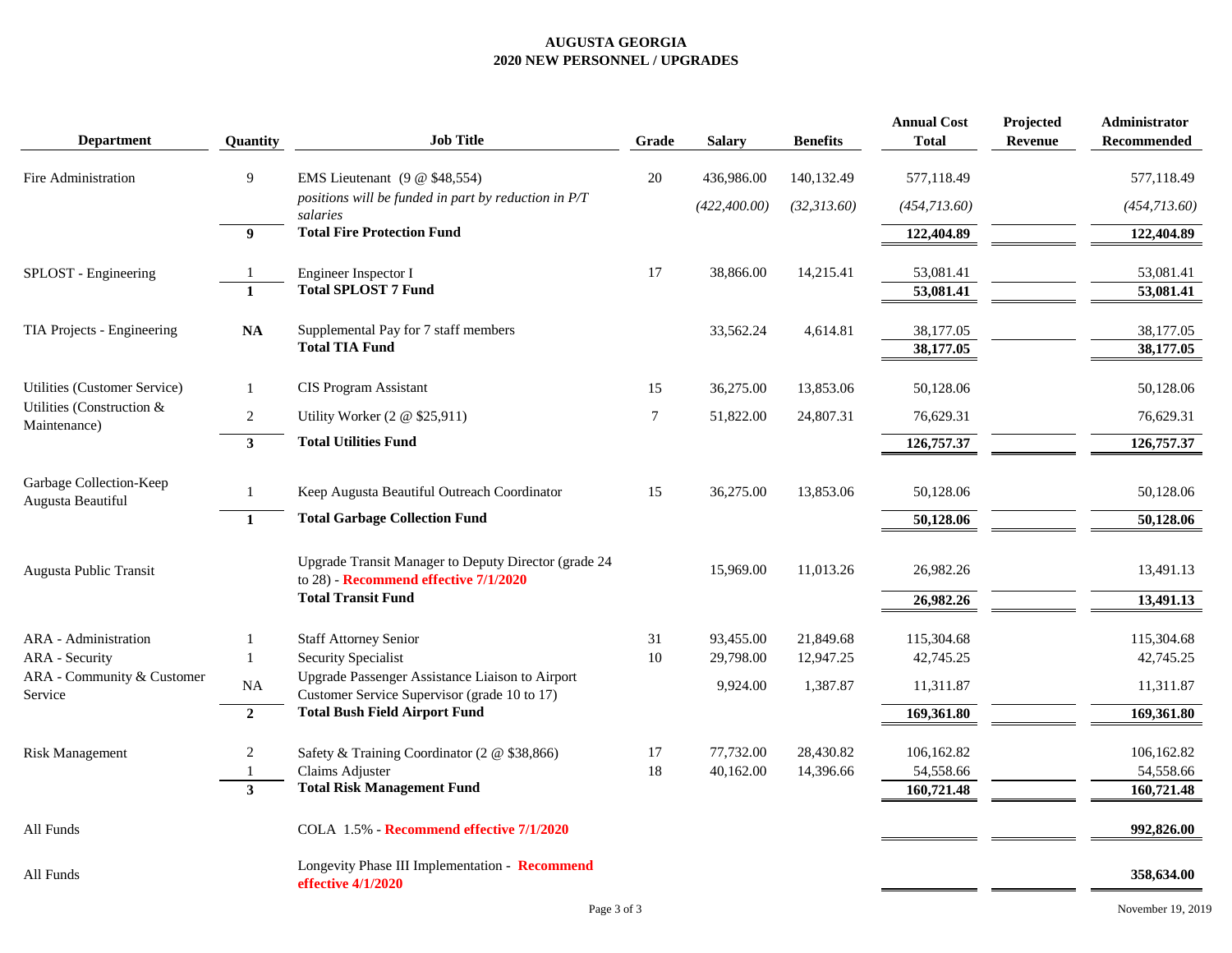# AUGUSTA GEORGIA
## 2020 NEW PERSONNEL / UPGRADES

| Department | Quantity | Job Title | Grade | Salary | Benefits | Annual Cost Total | Projected Revenue | Administrator Recommended |
|---|---|---|---|---|---|---|---|---|
| Fire Administration | 9 | EMS Lieutenant (9 @ $48,554) | 20 | 436,986.00 | 140,132.49 | 577,118.49 | | 577,118.49 |
| | | *positions will be funded in part by reduction in P/T salaries* | | *(422,400.00)* | *(32,313.60)* | *(454,713.60)* | | *(454,713.60)* |
| | **9** | **Total Fire Protection Fund** | | | | **122,404.89** | | **122,404.89** |
| SPLOST - Engineering | 1 | Engineer Inspector I | 17 | 38,866.00 | 14,215.41 | 53,081.41 | | 53,081.41 |
| | **1** | **Total SPLOST 7 Fund** | | | | **53,081.41** | | **53,081.41** |
| TIA Projects - Engineering | **NA** | Supplemental Pay for 7 staff members | | 33,562.24 | 4,614.81 | 38,177.05 | | 38,177.05 |
| | | **Total TIA Fund** | | | | **38,177.05** | | **38,177.05** |
| Utilities (Customer Service) | 1 | CIS Program Assistant | 15 | 36,275.00 | 13,853.06 | 50,128.06 | | 50,128.06 |
| Utilities (Construction & Maintenance) | 2 | Utility Worker (2 @ $25,911) | 7 | 51,822.00 | 24,807.31 | 76,629.31 | | 76,629.31 |
| | **3** | **Total Utilities Fund** | | | | **126,757.37** | | **126,757.37** |
| Garbage Collection-Keep Augusta Beautiful | 1 | Keep Augusta Beautiful Outreach Coordinator | 15 | 36,275.00 | 13,853.06 | 50,128.06 | | 50,128.06 |
| | **1** | **Total Garbage Collection Fund** | | | | **50,128.06** | | **50,128.06** |
| Augusta Public Transit | | Upgrade Transit Manager to Deputy Director (grade 24 to 28) - **Recommend effective 7/1/2020** | | 15,969.00 | 11,013.26 | 26,982.26 | | 13,491.13 |
| | | **Total Transit Fund** | | | | **26,982.26** | | **13,491.13** |
| ARA - Administration | 1 | Staff Attorney Senior | 31 | 93,455.00 | 21,849.68 | 115,304.68 | | 115,304.68 |
| ARA - Security | 1 | Security Specialist | 10 | 29,798.00 | 12,947.25 | 42,745.25 | | 42,745.25 |
| ARA - Community & Customer Service | NA | Upgrade Passenger Assistance Liaison to Airport Customer Service Supervisor (grade 10 to 17) | | 9,924.00 | 1,387.87 | 11,311.87 | | 11,311.87 |
| | **2** | **Total Bush Field Airport Fund** | | | | **169,361.80** | | **169,361.80** |
| Risk Management | 2 | Safety & Training Coordinator (2 @ $38,866) | 17 | 77,732.00 | 28,430.82 | 106,162.82 | | 106,162.82 |
| | 1 | Claims Adjuster | 18 | 40,162.00 | 14,396.66 | 54,558.66 | | 54,558.66 |
| | **3** | **Total Risk Management Fund** | | | | **160,721.48** | | **160,721.48** |
| All Funds | | COLA 1.5% - **Recommend effective 7/1/2020** | | | | | | **992,826.00** |
| All Funds | | Longevity Phase III Implementation - **Recommend effective 4/1/2020** | | | | | | **358,634.00** |

November 19, 2019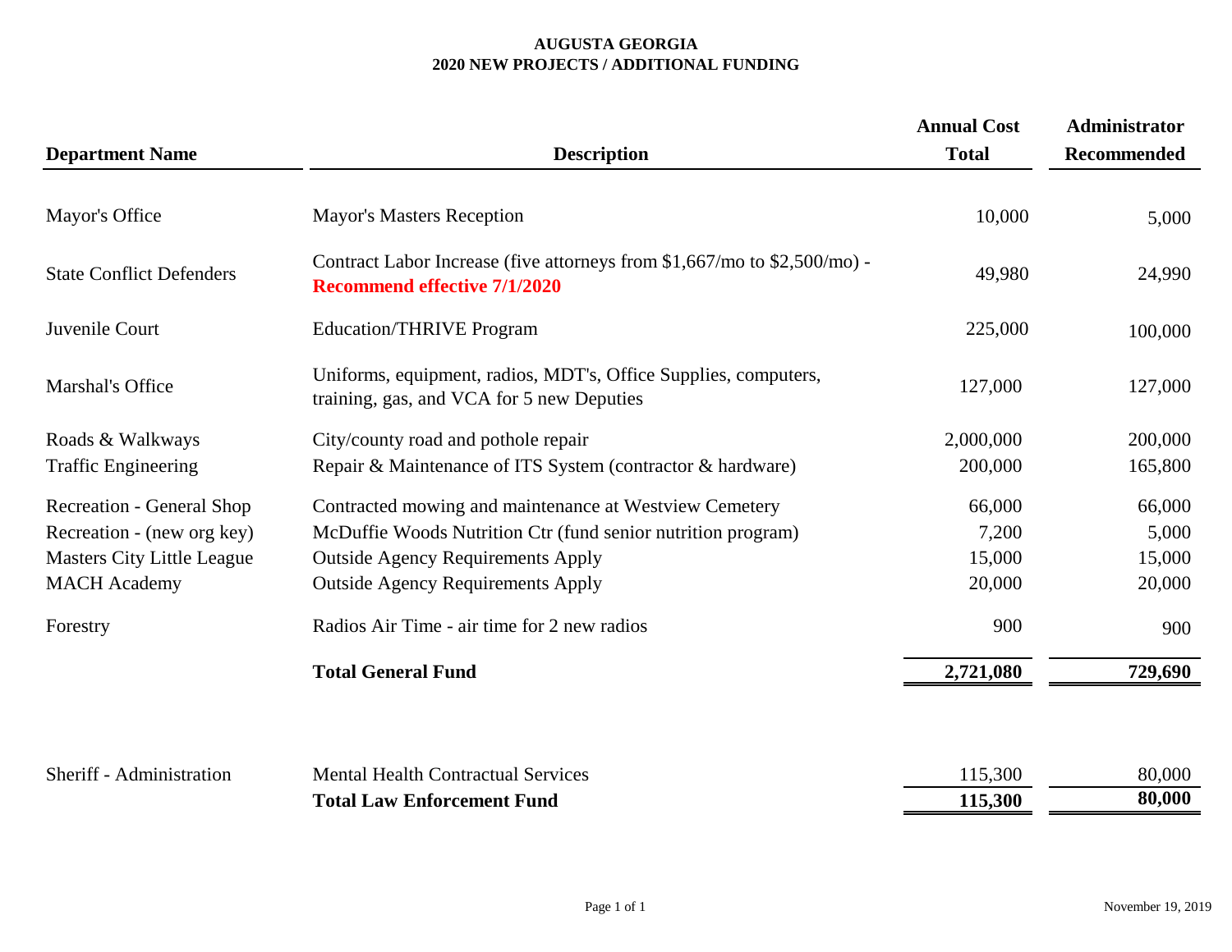**AUGUSTA GEORGIA**
**2020 NEW PROJECTS / ADDITIONAL FUNDING**

| Department Name | Description | Annual Cost Total | Administrator Recommended |
|---|---|---|---|
| Mayor's Office | Mayor's Masters Reception | 10,000 | 5,000 |
| State Conflict Defenders | Contract Labor Increase (five attorneys from $1,667/mo to $2,500/mo) - **Recommend effective 7/1/2020** | 49,980 | 24,990 |
| Juvenile Court | Education/THRIVE Program | 225,000 | 100,000 |
| Marshal's Office | Uniforms, equipment, radios, MDT's, Office Supplies, computers, training, gas, and VCA for 5 new Deputies | 127,000 | 127,000 |
| Roads & Walkways | City/county road and pothole repair | 2,000,000 | 200,000 |
| Traffic Engineering | Repair & Maintenance of ITS System (contractor & hardware) | 200,000 | 165,800 |
| Recreation - General Shop | Contracted mowing and maintenance at Westview Cemetery | 66,000 | 66,000 |
| Recreation - (new org key) | McDuffie Woods Nutrition Ctr (fund senior nutrition program) | 7,200 | 5,000 |
| Masters City Little League | Outside Agency Requirements Apply | 15,000 | 15,000 |
| MACH Academy | Outside Agency Requirements Apply | 20,000 | 20,000 |
| Forestry | Radios Air Time - air time for 2 new radios | 900 | 900 |
| | **Total General Fund** | **2,721,080** | **729,690** |
| | | | |
| Sheriff - Administration | Mental Health Contractual Services | 115,300 | 80,000 |
| | **Total Law Enforcement Fund** | **115,300** | **80,000** |

November 19, 2019